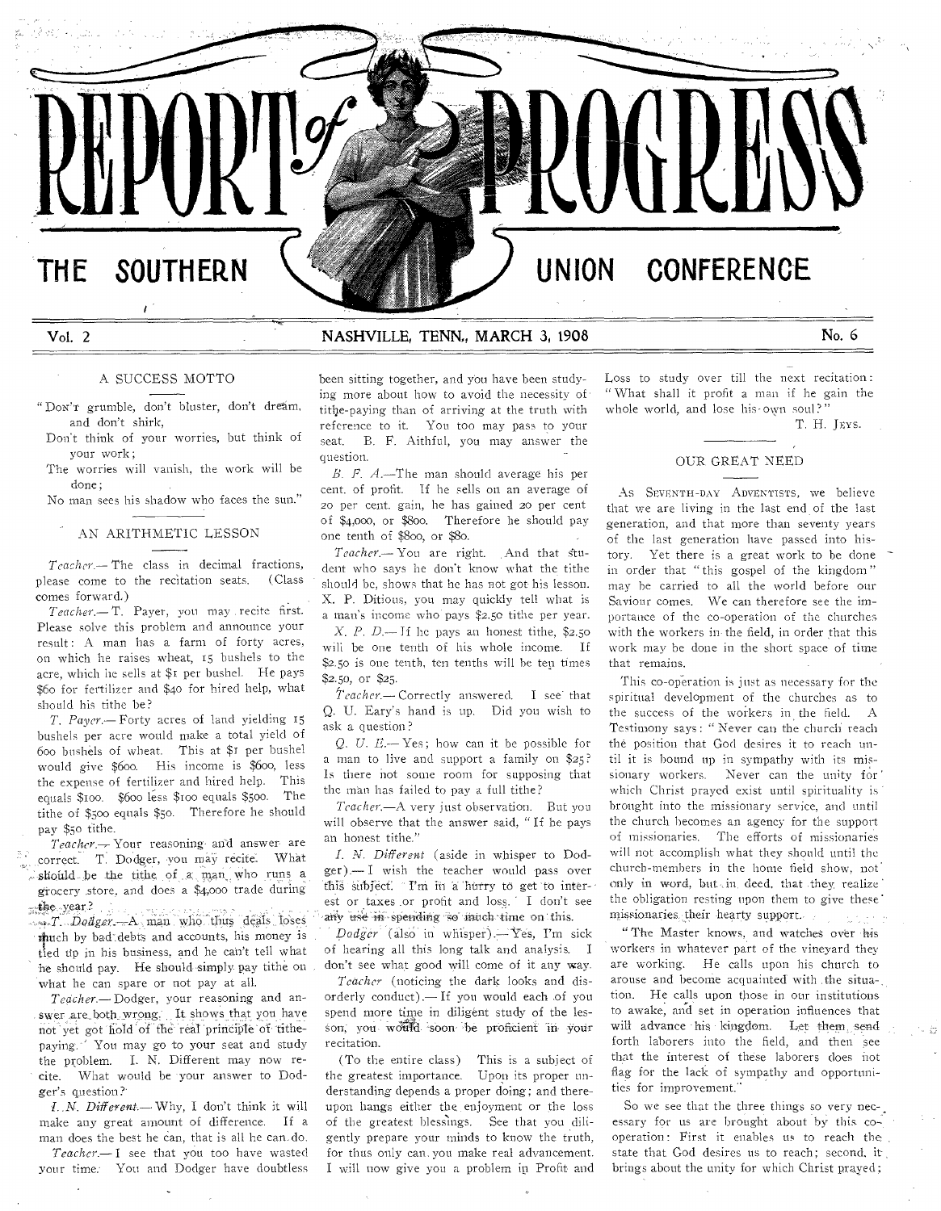# REPORT of PROGRESS

## THE SOUTHERN UNION CONFERENCE

Vol. 2 NASHVILLE, TENN., MARCH 3, 1908 No. 6

### A SUCCESS MOTTO

"Don't grumble, don't bluster, don't dream, and don't shirk,
Don't think of your worries, but think of your work;
The worries will vanish, the work will be done;
No man sees his shadow who faces the sun."

### AN ARITHMETIC LESSON

*Teacher.*— The class in decimal fractions, please come to the recitation seats. (Class comes forward.)

*Teacher.*— T. Payer, you may recite first. Please solve this problem and announce your result: A man has a farm of forty acres, on which he raises wheat, 15 bushels to the acre, which he sells at $1 per bushel. He pays $60 for fertilizer and $40 for hired help, what should his tithe be?

*T. Payer.*— Forty acres of land yielding 15 bushels per acre would make a total yield of 600 bushels of wheat. This at $1 per bushel would give $600. His income is $600, less the expense of fertilizer and hired help. This equals $100. $600 less $100 equals $500. The tithe of $500 equals $50. Therefore he should pay $50 tithe.

*Teacher.*— Your reasoning and answer are correct. T. Dodger, you may recite. What should be the tithe of a man who runs a grocery store, and does a $4,000 trade during the year?

*T. Dodger.*— A man who thus deals loses much by bad debts and accounts, his money is tied up in his business, and he can't tell what he should pay. He should simply pay tithe on what he can spare or not pay at all.

*Teacher.*— Dodger, your reasoning and answer are both wrong. It shows that you have not yet got hold of the real principle of tithe-paying. You may go to your seat and study the problem. I. N. Different may now recite. What would be your answer to Dodger's question?

*I. N. Different.*— Why, I don't think it will make any great amount of difference. If a man does the best he can, that is all he can do.

*Teacher.*— I see that you too have wasted your time. You and Dodger have doubtless been sitting together, and you have been studying more about how to avoid the necessity of tithe-paying than of arriving at the truth with reference to it. You too may pass to your seat. B. F. Aithful, you may answer the question.

*B. F. A.*—The man should average his per cent. of profit. If he sells on an average of 20 per cent. gain, he has gained 20 per cent of $4,000, or $800. Therefore he should pay one tenth of $800, or $80.

*Teacher.*— You are right. And that student who says he don't know what the tithe should be, shows that he has not got his lesson. X. P. Ditious, you may quickly tell what is a man's income who pays $2.50 tithe per year.

*X. P. D.*— If he pays an honest tithe, $2.50 will be one tenth of his whole income. If $2.50 is one tenth, ten tenths will be ten times $2.50, or $25.

*Teacher.*— Correctly answered. I see that Q. U. Eary's hand is up. Did you wish to ask a question?

*Q. U. E.*— Yes; how can it be possible for a man to live and support a family on $25? Is there not some room for supposing that the man has failed to pay a full tithe?

*Teacher.*—A very just observation. But you will observe that the answer said, "If he pays an honest tithe."

*I. N. Different* (aside in whisper to Dodger).— I wish the teacher would pass over this subject. I'm in a hurry to get to interest or taxes or profit and loss. I don't see any use in spending so much time on this.

*Dodger* (also in whisper).— Yes, I'm sick of hearing all this long talk and analysis. I don't see what good will come of it any way.

*Teacher* (noticing the dark looks and disorderly conduct).— If you would each of you spend more time in diligent study of the lesson, you would soon be proficient in your recitation.

(To the entire class) This is a subject of the greatest importance. Upon its proper understanding depends a proper doing; and thereupon hangs either the enjoyment or the loss of the greatest blessings. See that you diligently prepare your minds to know the truth, for thus only can you make real advancement. I will now give you a problem in Profit and Loss to study over till the next recitation: "What shall it profit a man if he gain the whole world, and lose his own soul?"

T. H. Jeys.

### OUR GREAT NEED

As Seventh-day Adventists, we believe that we are living in the last end of the last generation, and that more than seventy years of the last generation have passed into history. Yet there is a great work to be done in order that "this gospel of the kingdom" may be carried to all the world before our Saviour comes. We can therefore see the importance of the co-operation of the churches with the workers in the field, in order that this work may be done in the short space of time that remains.

This co-operation is just as necessary for the spiritual development of the churches as to the success of the workers in the field. A Testimony says: "Never can the church reach the position that God desires it to reach until it is bound up in sympathy with its missionary workers. Never can the unity for which Christ prayed exist until spirituality is brought into the missionary service, and until the church becomes an agency for the support of missionaries. The efforts of missionaries will not accomplish what they should until the church-members in the home field show, not only in word, but in deed, that they realize the obligation resting upon them to give these missionaries their hearty support.

"The Master knows, and watches over his workers in whatever part of the vineyard they are working. He calls upon his church to arouse and become acquainted with the situation. He calls upon those in our institutions to awake, and set in operation influences that will advance his kingdom. Let them send forth laborers into the field, and then see that the interest of these laborers does not flag for the lack of sympathy and opportunities for improvement."

So we see that the three things so very necessary for us are brought about by this co-operation: First it enables us to reach the state that God desires us to reach; second, it brings about the unity for which Christ prayed;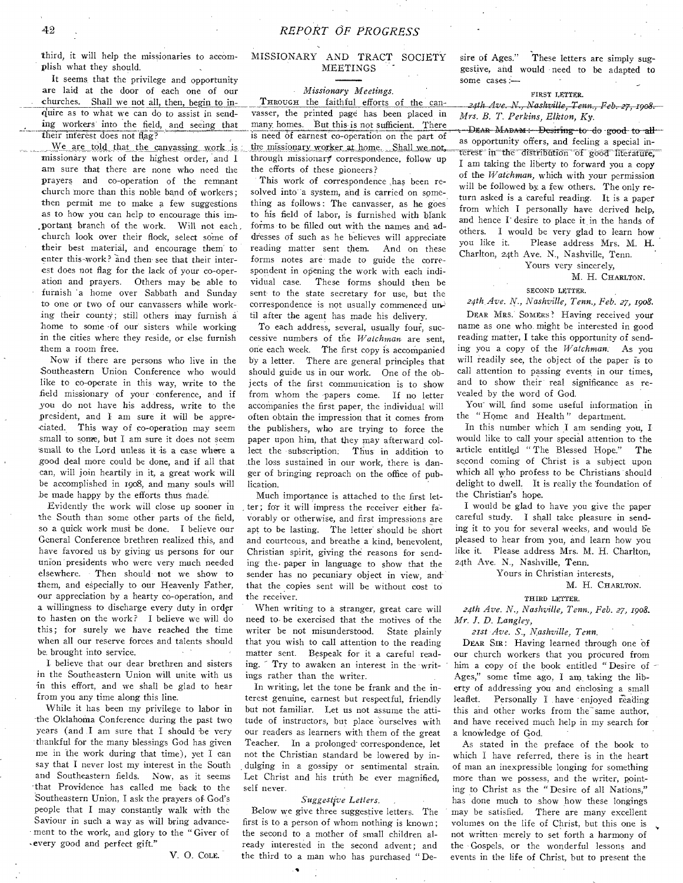third, it will help the missionaries to accomplish what they should.

It seems that the privilege and opportunity are laid at the door of each one of our churches. Shall we not all, then, begin to inquire as to what we can do to assist in sending workers into the field, and seeing that their interest does not flag?

We are told that the canvassing work is missionary work of the highest order, and I am sure that there are none who need the prayers and co-operation of the remnant church more than this noble band of workers; then permit me to make a few suggestions as to how you can help to encourage this important branch of the work. Will not each church look over their flock, select some of their best material, and encourage them to enter this work? and then see that their interest does not flag for the lack of your co-operation and prayers. Others may be able to furnish a home over Sabbath and Sunday to one or two of our canvassers while working their county; still others may furnish a home to some of our sisters while working in the cities where they reside, or else furnish them a room free.

Now if there are persons who live in the Southeastern Union Conference who would like to co-operate in this way, write to the field missionary of your conference, and if you do not have his address, write to the president, and I am sure it will be appreciated. This way of co-operation may seem small to some, but I am sure it does not seem small to the Lord unless it is a case where a good deal more could be done, and if all that can, will join heartily in it, a great work will be accomplished in 1908, and many souls will be made happy by the efforts thus made.

Evidently the work will close up sooner in the South than some other parts of the field, so a quick work must be done. I believe our General Conference brethren realized this, and have favored us by giving us persons for our union presidents who were very much needed elsewhere. Then should not we show to them, and especially to our Heavenly Father, our appreciation by a hearty co-operation, and a willingness to discharge every duty in order to hasten on the work? I believe we will do this; for surely we have reached the time when all our reserve forces and talents should be brought into service.

I believe that our dear brethren and sisters in the Southeastern Union will unite with us in this effort, and we shall be glad to hear from you any time along this line.

While it has been my privilege to labor in the Oklahoma Conference during the past two years (and I am sure that I should be very thankful for the many blessings God has given me in the work during that time), yet I can say that I never lost my interest in the South and Southeastern fields. Now, as it seems that Providence has called me back to the Southeastern Union, I ask the prayers of God's people that I may constantly walk with the Saviour in such a way as will bring advancement to the work, and glory to the "Giver of every good and perfect gift."

V. O. COLE.

## MISSIONARY AND TRACT SOCIETY MEETINGS

### *Missionary Meetings.*

THROUGH the faithful efforts of the canvasser, the printed page has been placed in many homes. But this is not sufficient. There is need of earnest co-operation on the part of the missionary worker at home. Shall we not, through missionary correspondence, follow up the efforts of these pioneers?

This work of correspondence has been resolved into a system, and is carried on something as follows: The canvasser, as he goes to his field of labor, is furnished with blank forms to be filled out with the names and addresses of such as he believes will appreciate reading matter sent them. And on these forms notes are made to guide the correspondent in opening the work with each individual case. These forms should then be sent to the state secretary for use, but the correspondence is not usually commenced until after the agent has made his delivery.

To each address, several, usually four, successive numbers of the *Watchman* are sent, one each week. The first copy is accompanied by a letter. There are general principles that should guide us in our work. One of the objects of the first communication is to show from whom the papers come. If no letter accompanies the first paper, the individual will often obtain the impression that it comes from the publishers, who are trying to force the paper upon him, that they may afterward collect the subscription. Thus in addition to the loss sustained in our work, there is danger of bringing reproach on the office of publication.

Much importance is attached to the first letter; for it will impress the receiver either favorably or otherwise, and first impressions are apt to be lasting. The letter should be short and courteous, and breathe a kind, benevolent, Christian spirit, giving the reasons for sending the paper in language to show that the sender has no pecuniary object in view, and that the copies sent will be without cost to the receiver.

When writing to a stranger, great care will need to be exercised that the motives of the writer be not misunderstood. State plainly that you wish to call attention to the reading matter sent. Bespeak for it a careful reading. Try to awaken an interest in the writings rather than the writer.

In writing, let the tone be frank and the interest genuine, earnest but respectful, friendly but not familiar. Let us not assume the attitude of instructors, but place ourselves with our readers as learners with them of the great Teacher. In a prolonged correspondence, let not the Christian standard be lowered by indulging in a gossipy or sentimental strain. Let Christ and his truth be ever magnified, self never.

### *Suggestive Letters.*

Below we give three suggestive letters. The first is to a person of whom nothing is known; the second to a mother of small children already interested in the second advent; and the third to a man who has purchased "Desire of Ages." These letters are simply suggestive, and would need to be adapted to some cases:—

FIRST LETTER.

*24th Ave. N., Nashville, Tenn., Feb. 27, 1908.*
*Mrs. B. T. Perkins, Elkton, Ky.*

DEAR MADAM: Desiring to do good to all as opportunity offers, and feeling a special interest in the distribution of good literature, I am taking the liberty to forward you a copy of the *Watchman*, which with your permission will be followed by a few others. The only return asked is a careful reading. It is a paper from which I personally have derived help, and hence I desire to place it in the hands of others. I would be very glad to learn how you like it. Please address Mrs. M. H. Charlton, 24th Ave. N., Nashville, Tenn.

Yours very sincerely,
M. H. CHARLTON.

SECOND LETTER.

*24th Ave. N., Nashville, Tenn., Feb. 27, 1908.*

DEAR MRS. SOMERS: Having received your name as one who might be interested in good reading matter, I take this opportunity of sending you a copy of the *Watchman*. As you will readily see, the object of the paper is to call attention to passing events in our times, and to show their real significance as revealed by the word of God.

You will find some useful information in the "Home and Health" department.

In this number which I am sending you, I would like to call your special attention to the article entitled "The Blessed Hope." The second coming of Christ is a subject upon which all who profess to be Christians should delight to dwell. It is really the foundation of the Christian's hope.

I would be glad to have you give the paper careful study. I shall take pleasure in sending it to you for several weeks, and would be pleased to hear from you, and learn how you like it. Please address Mrs. M. H. Charlton, 24th Ave. N., Nashville, Tenn.

Yours in Christian interests,
M. H. CHARLTON.

THIRD LETTER.

*24th Ave. N., Nashville, Tenn., Feb. 27, 1908.*
*Mr. J. D. Langley,*
*21st Ave. S., Nashville, Tenn.*

DEAR SIR: Having learned through one of our church workers that you procured from him a copy of the book entitled "Desire of Ages," some time ago, I am taking the liberty of addressing you and enclosing a small leaflet. Personally I have enjoyed reading this and other works from the same author, and have received much help in my search for a knowledge of God.

As stated in the preface of the book to which I have referred, there is in the heart of man an inexpressible longing for something more than we possess, and the writer, pointing to Christ as the "Desire of all Nations," has done much to show how these longings may be satisfied. There are many excellent volumes on the life of Christ, but this one is not written merely to set forth a harmony of the Gospels, or the wonderful lessons and events in the life of Christ, but to present the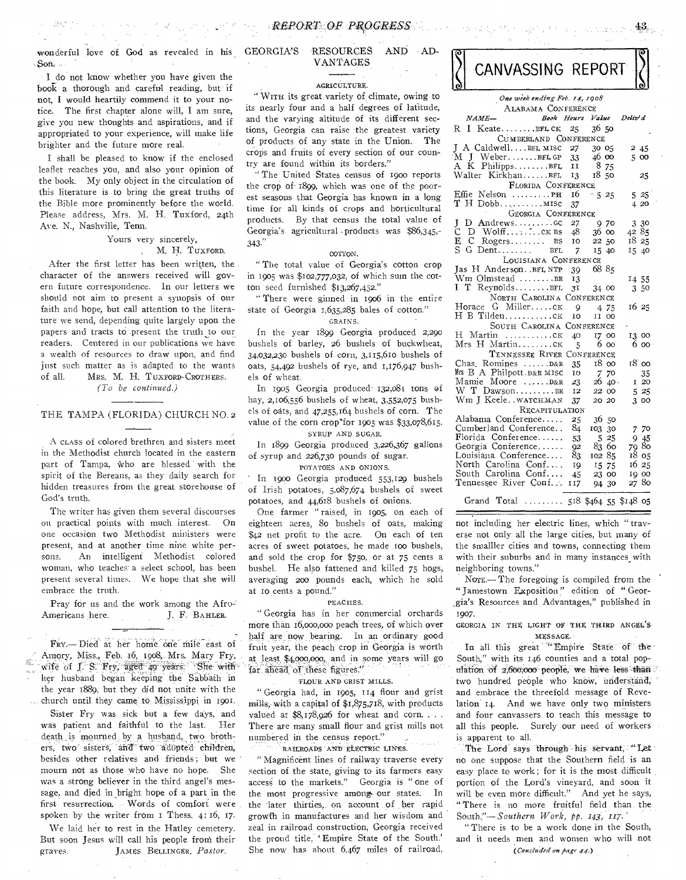wonderful love of God as revealed in his Son.

I do not know whether you have given the book a thorough and careful reading, but if not, I would heartily commend it to your notice. The first chapter alone will, I am sure, give you new thoughts and aspirations, and if appropriated to your experience, will make life brighter and the future more real.

I shall be pleased to know if the enclosed leaflet reaches you, and also your opinion of the book. My only object in the circulation of this literature is to bring the great truths of the Bible more prominently before the world. Please address, Mrs. M. H. Tuxford, 24th Ave. N., Nashville, Tenn.

Yours very sincerely,
M. H. TUXFORD.

After the first letter has been written, the character of the answers received will govern future correspondence. In our letters we should not aim to present a synopsis of our faith and hope, but call attention to the literature we send, depending quite largely upon the papers and tracts to present the truth to our readers. Centered in our publications we have a wealth of resources to draw upon, and find just such matter as is adapted to the wants of all. MRS. M. H. TUXFORD-CROTHERS.

*(To be continued.)*

## THE TAMPA (FLORIDA) CHURCH NO. 2

A CLASS of colored brethren and sisters meet in the Methodist church located in the eastern part of Tampa, who are blessed with the spirit of the Bereans, as they daily search for hidden treasures from the great storehouse of God's truth.

The writer has given them several discourses on practical points with much interest. On one occasion two Methodist ministers were present, and at another time nine white persons. An intelligent Methodist colored woman, who teaches a select school, has been present several times. We hope that she will embrace the truth.

Pray for us and the work among the Afro-Americans here. J. F. BAHLER.

FRY.— Died at her home one mile east of Amory, Miss., Feb. 16, 1908, Mrs. Mary Fry, wife of J. S. Fry, aged 49 years. She with her husband began keeping the Sabbath in the year 1889, but they did not unite with the church until they came to Mississippi in 1901.

Sister Fry was sick but a few days, and was patient and faithful to the last. Her death is mourned by a husband, two brothers, two sisters, and two adopted children, besides other relatives and friends; but we mourn not as those who have no hope. She was a strong believer in the third angel's message, and died in bright hope of a part in the first resurrection. Words of comfort were spoken by the writer from 1 Thess. 4:16, 17.

We laid her to rest in the Hatley cemetery. But soon Jesus will call his people from their graves. JAMES BELLINGER, *Pastor.*

## GEORGIA'S RESOURCES AND ADVANTAGES

### AGRICULTURE.

"WITH its great variety of climate, owing to its nearly four and a half degrees of latitude, and the varying altitude of its different sections, Georgia can raise the greatest variety of products of any state in the Union. The crops and fruits of every section of our country are found within its borders."

"The United States census of 1900 reports the crop of 1899, which was one of the poorest seasons that Georgia has known in a long time for all kinds of crops and horticultural products. By that census the total value of Georgia's agricultural products was $86,345,343."

### COTTON.

"The total value of Georgia's cotton crop in 1905 was $102,777,032, of which sum the cotton seed furnished $13,267,452."

"There were ginned in 1906 in the entire state of Georgia 1,635,285 bales of cotton."

### GRAINS.

In the year 1899 Georgia produced 2,290 bushels of barley, 26 bushels of buckwheat, 34,032,230 bushels of corn, 3,115,610 bushels of oats, 54,492 bushels of rye, and 1,176,947 bushels of wheat.

In 1905 Georgia produced 132,081 tons of hay, 2,106,556 bushels of wheat, 3,552,075 bushels of oats, and 47,255,164 bushels of corn. The value of the corn crop for 1905 was $33,078,615.

### SYRUP AND SUGAR.

In 1899 Georgia produced 3,226,367 gallons of syrup and 226,730 pounds of sugar.

### POTATOES AND ONIONS.

In 1900 Georgia produced 553,129 bushels of Irish potatoes, 5,087,674 bushels of sweet potatoes, and 44,618 bushels of onions.

One farmer "raised, in 1905, on each of eighteen acres, 80 bushels of oats, making $42 net profit to the acre. On each of ten acres of sweet potatoes, he made 100 bushels, and sold the crop for $750, or at 75 cents a bushel. He also fattened and killed 75 hogs, averaging 200 pounds each, which he sold at 10 cents a pound."

### PEACHES.

"Georgia has in her commercial orchards more than 16,000,000 peach trees, of which over half are now bearing. In an ordinary good fruit year, the peach crop in Georgia is worth at least $4,000,000, and in some years will go far ahead of these figures."

### FLOUR AND GRIST MILLS.

"Georgia had, in 1905, 114 flour and grist mills, with a capital of $1,875,718, with products valued at $8,178,926 for wheat and corn. . . . There are many small flour and grist mills not numbered in the census report."

### RAILROADS AND ELECTRIC LINES.

"Magnificent lines of railway traverse every section of the state, giving to its farmers easy access to the markets." Georgia is "one of the most progressive among our states. In the later thirties, on account of her rapid growth in manufactures and her wisdom and zeal in railroad construction, Georgia received the proud title, 'Empire State of the South.' She now has about 6,467 miles of railroad, not including her electric lines, which "traverse not only all the large cities, but many of the smalller cities and towns, connecting them with their suburbs and in many instances with neighboring towns."

NOTE.— The foregoing is compiled from the "Jamestown Exposition" edition of "Georgia's Resources and Advantages," published in 1907.

### GEORGIA IN THE LIGHT OF THE THIRD ANGEL'S MESSAGE.

In all this great "Empire State of the South," with its 146 counties and a total population of 2,600,000 people, we have less than two hundred people who know, understand, and embrace the threefold message of Revelation 14. And we have only two ministers and four canvassers to teach this message to all this people. Surely our need of workers is apparent to all.

The Lord says through his servant, "Let no one suppose that the Southern field is an easy place to work; for it is the most difficult portion of the Lord's vineyard, and soon it will be even more difficult." And yet he says, "There is no more fruitful field than the South."—*Southern Work, pp. 143, 117.*

"There is to be a work done in the South, and it needs men and women who will not

*(Concluded on page 44.)*

## CANVASSING REPORT

*One week ending Feb. 14, 1908*

| NAME— | Book | Hours | Value | Deliv'd |
|---|---|---|---|---|
| **ALABAMA CONFERENCE** | | | | |
| R I Keate | BFL CK | 25 | 36 50 | |
| **CUMBERLAND CONFERENCE** | | | | |
| J A Caldwell | BFL MISC | 27 | 30 05 | 2 45 |
| M J Weber | BFL GP | 33 | 46 00 | 5 00 |
| A K Philipps | BFL | 11 | 8 75 | |
| Walter Kirkhan | BFL | 13 | 18 50 | 25 |
| **FLORIDA CONFERENCE** | | | | |
| Effie Nelson | PH | 16 | 5 25 | 5 25 |
| T H Dobb | MISC | 37 | | 4 20 |
| **GEORGIA CONFERENCE** | | | | |
| J D Andrews | GC | 27 | 9 70 | 3 30 |
| C D Wolff | CK BS | 48 | 36 00 | 42 85 |
| E C Rogers | BS | 10 | 22 50 | 18 25 |
| S G Dent | BFL | 7 | 15 40 | 15 40 |
| **LOUISIANA CONFERENCE** | | | | |
| Jas H Anderson | BFL NTP | 39 | 68 85 | |
| Wm Olmstead | BR | 13 | | 14 55 |
| I T Reynolds | BFL | 31 | 34 00 | 3 50 |
| **NORTH CAROLINA CONFERENCE** | | | | |
| Horace G Miller | CK | 9 | 4 75 | 16 25 |
| H B Tilden | CK | 10 | 11 00 | |
| **SOUTH CAROLINA CONFERENCE** | | | | |
| H Martin | CK | 40 | 17 00 | 13 00 |
| Mrs H Martin | CK | 5 | 6 00 | 6 00 |
| **TENNESSEE RIVER CONFERENCE** | | | | |
| Chas. Romines | D&R | 35 | 18 00 | 18 00 |
| Mrs B A Philpott | D&R MISC | 10 | 7 70 | 35 |
| Mamie Moore | D&R | 23 | 26 40 | 1 20 |
| W T Dawson | BR | 12 | 22 00 | 5 25 |
| Wm J Keele | WATCHMAN | 37 | 20 20 | 3 00 |
| **RECAPITULATION** | | | | |
| Alabama Conference | | 25 | 36 50 | |
| Cumberland Conference | | 84 | 103 30 | 7 70 |
| Florida Conference | | 53 | 5 25 | 9 45 |
| Georgia Conference | | 92 | 83 60 | 79 80 |
| Louisiana Conference | | 83 | 102 85 | 18 05 |
| North Carolina Conf. | | 19 | 15 75 | 16 25 |
| South Carolina Conf. | | 45 | 23 00 | 19 00 |
| Tennessee River Conf. | | 117 | 94 30 | 27 80 |
| Grand Total | | 518 | $464 55 | $148 05 |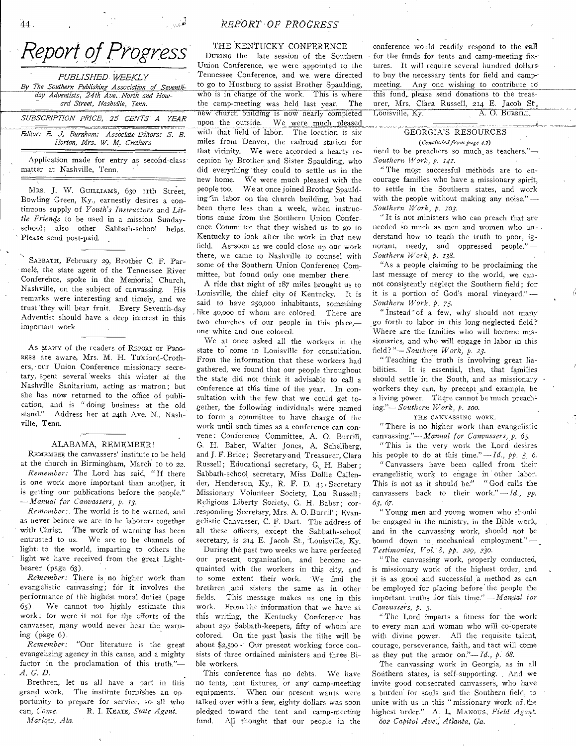# Report of Progress

*PUBLISHED WEEKLY*

*By The Southern Publishing Association of Seventh-day Adventists, 24th Ave. North and Howard Street, Nashville, Tenn.*

SUBSCRIPTION PRICE, 25 CENTS A YEAR

*Editor: E. J. Burnham; Associate Editors: S. B. Horton, Mrs. W. M. Crothers*

Application made for entry as second-class matter at Nashville, Tenn.

---

MRS. J. W. GUILLIAMS, 630 11th Street, Bowling Green, Ky., earnestly desires a continuous supply of *Youth's Instructors* and *Little Friends* to be used in a mission Sunday-school; also other Sabbath-school helps. Please send post-paid.

SABBATH, February 29, Brother C. F. Parmele, the state agent of the Tennessee River Conference, spoke in the Memorial Church, Nashville, on the subject of canvassing. His remarks were interesting and timely, and we trust they will bear fruit. Every Seventh-day Adventist should have a deep interest in this important work.

AS MANY of the readers of REPORT OF PROGRESS are aware, Mrs. M. H. Tuxford-Crothers, our Union Conference missionary secretary, spent several weeks this winter at the Nashville Sanitarium, acting as matron; but she has now returned to the office of publication, and is "doing business at the old stand." Address her at 24th Ave. N., Nashville, Tenn.

## ALABAMA, REMEMBER!

REMEMBER the canvassers' institute to be held at the church in Birmingham, March 10 to 22.

*Remember:* The Lord has said, "If there is one work more important than another, it is getting our publications before the people." —*Manual for Canvassers, p. 13.*

*Remember:* The world is to be warned, and as never before we are to be laborers together with Christ. The work of warning has been entrusted to us. We are to be channels of light to the world, imparting to others the light we have received from the great Lightbearer (page 63).

*Remember:* There is no higher work than evangelistic canvassing; for it involves the performance of the highest moral duties (page 65). We cannot too highly estimate this work; for were it not for the efforts of the canvasser, many would never hear the warning (page 6).

*Remember:* "Our literature is the great evangelizing agency in this cause, and a mighty factor in the proclamation of this truth."—*A. G. D.*

Brethren, let us all have a part in this grand work. The institute furnishes an opportunity to prepare for service, so all who can, *Come.* R. I. KEATE, *State Agent.*

*Marlow, Ala.*

## THE KENTUCKY CONFERENCE

DURING the late session of the Southern Union Conference, we were appointed to the Tennessee Conference, and we were directed to go to Hustburg to assist Brother Spaulding, who is in charge of the work. This is where the camp-meeting was held last year. The new church building is now nearly completed upon the outside. We were much pleased with that field of labor. The location is six miles from Denver, the railroad station for that vicinity. We were accorded a hearty reception by Brother and Sister Spaulding, who did everything they could to settle us in the new home. We were much pleased with the people too. We at once joined Brother Spaulding in labor on the church building, but had been there less than a week, when instructions came from the Southern Union Conference Committee that they wished us to go to Kentucky to look after the work in that new field. As soon as we could close up our work there, we came to Nashville to counsel with some of the Southern Union Conference Committee, but found only one member there.

A ride that night of 187 miles brought us to Louisville, the chief city of Kentucky. It is said to have 250,000 inhabitants, something like 40,000 of whom are colored. There are two churches of our people in this place,—one white and one colored.

We at once asked all the workers in the state to come to Louisville for consultation. From the information that these workers had gathered, we found that our people throughout the state did not think it advisable to call a conference at this time of the year. In consultation with the few that we could get together, the following individuals were named to form a committee to have charge of the work until such times as a conference can convene: Conference Committee, A. O. Burrill, G. H. Baber, Walter Jones, A. Schellberg, and J. F. Brice; Secretary and Treasurer, Clara Russell; Educational secretary, G. H. Baber; Sabbath-school secretary, Miss Dollie Callender, Henderson, Ky., R. F. D. 4; Secretary Missionary Volunteer Society, Lou Russell; Religious Liberty Society, G. H. Baber; corresponding Secretary, Mrs. A. O. Burrill; Evangelistic Canvasser, C. F. Dart. The address of all these officers, except the Sabbath-school secretary, is 214 E. Jacob St., Louisville, Ky.

During the past two weeks we have perfected our present organization, and become acquainted with the workers in this city, and to some extent their work. We find the brethren and sisters the same as in other fields. This message makes us one in this work. From the information that we have at this writing, the Kentucky Conference has about 250 Sabbath-keepers, fifty of whom are colored. On the past basis the tithe will be about $2,500. Our present working force consists of three ordained ministers and three Bible workers.

This conference has no debts. We have no tents, tent fixtures, or any camp-meeting equipments. When our present wants were talked over with a few, eighty dollars was soon pledged toward the tent and camp-meeting fund. All thought that our people in the conference would readily respond to the call for the funds for tents and camp-meeting fixtures. It will require several hundred dollars to buy the necessary tents for field and camp-meeting. Any one wishing to contribute to this fund, please send donations to the treasurer, Mrs. Clara Russell, 214 E. Jacob St., Louisville, Ky. A. O. BURRILL.

## GEORGIA'S RESOURCES

*(Concluded from page 43)*

need to be preachers so much as teachers."—*Southern Work, p. 141.*

"The most successful methods are to encourage families who have a missionary spirit, to settle in the Southern states, and work with the people without making any noise."—*Southern Work, p. 103.*

"It is not ministers who can preach that are needed so much as men and women who understand how to teach the truth to poor, ignorant, needy, and oppressed people."—*Southern Work, p. 138.*

"As a people claiming to be proclaiming the last message of mercy to the world, we cannot consistently neglect the Southern field; for it is a portion of God's moral vineyard."—*Southern Work, p. 75.*

"Instead of a few, why should not many go forth to labor in this long-neglected field? Where are the families who will become missionaries, and who will engage in labor in this field?"—*Southern Work, p. 23.*

"Teaching the truth is involving great liabilities. It is essential, then, that families should settle in the South, and as missionary workers they can, by precept and example, be a living power. There cannot be much preaching."—*Southern Work, p. 100.*

### THE CANVASSING WORK.

"There is no higher work than evangelistic canvassing."—*Manual for Canvassers, p. 65.*

"This is the very work the Lord desires his people to do at this time."—*Id., pp. 5, 6.*

"Canvassers have been called from their evangelistic work to engage in other labor. This is not as it should be." "God calls the canvassers back to their work."—*Id., pp. 63, 67.*

"Young men and young women who should be engaged in the ministry, in the Bible work, and in the canvassing work, should not be bound down to mechanical employment."—*Testimonies, Vol. 8, pp. 229, 230.*

"The canvassing work, properly conducted, is missionary work of the highest order, and it is as good and successful a method as can be employed for placing before the people the important truths for this time."—*Manual for Canvassers, p. 5.*

"The Lord imparts a fitness for the work to every man and woman who will co-operate with divine power. All the requisite talent, courage, perseverance, faith, and tact will come as they put the armor on."—*Id., p. 68.*

The canvassing work in Georgia, as in all Southern states, is self-supporting. And we invite good consecrated canvassers, who have a burden for souls and the Southern field, to unite with us in this "missionary work of the highest order." A. L. MANOUS, *Field Agent.*

*602 Capitol Ave., Atlanta, Ga.*